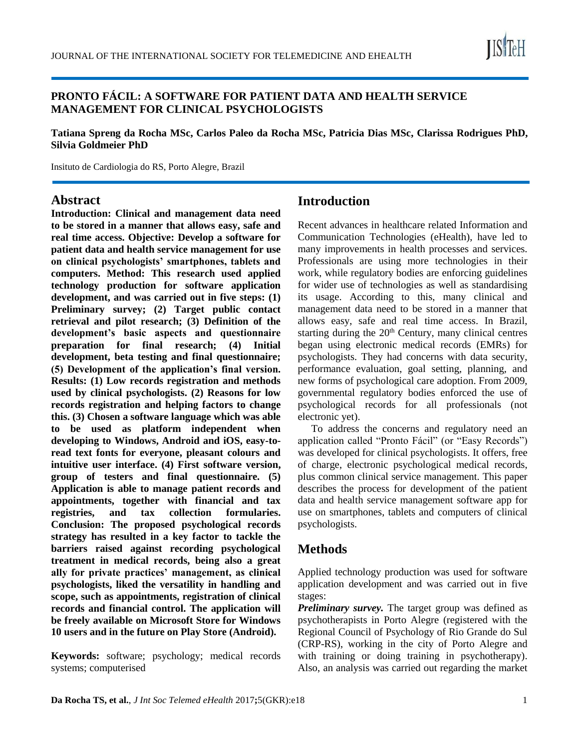# PRONTO FÁCIL: A SOFTWARE FOR PATIENT DATA AND HEALTH SERVICE MANAGEMENT FOR CLINICAL PSYCHOLOGISTS

**Tatiana Spreng da Rocha MSc, Carlos Paleo da Rocha MSc, Patricia Dias MSc, Clarissa Rodrigues PhD, Silvia Goldmeier PhD**

Insituto de Cardiologia do RS, Porto Alegre, Brazil

## Abstract

**Introduction: Clinical and management data need to be stored in a manner that allows easy, safe and real time access. Objective: Develop a software for patient data and health service management for use on clinical psychologists' smartphones, tablets and computers. Method: This research used applied technology production for software application development, and was carried out in five steps: (1) Preliminary survey; (2) Target public contact retrieval and pilot research; (3) Definition of the development's basic aspects and questionnaire preparation for final research; (4) Initial development, beta testing and final questionnaire; (5) Development of the application's final version. Results: (1) Low records registration and methods used by clinical psychologists. (2) Reasons for low records registration and helping factors to change this. (3) Chosen a software language which was able to be used as platform independent when developing to Windows, Android and iOS, easy-to-read text fonts for everyone, pleasant colours and intuitive user interface. (4) First software version, group of testers and final questionnaire. (5) Application is able to manage patient records and appointments, together with financial and tax registries, and tax collection formularies. Conclusion: The proposed psychological records strategy has resulted in a key factor to tackle the barriers raised against recording psychological treatment in medical records, being also a great ally for private practices' management, as clinical psychologists, liked the versatility in handling and scope, such as appointments, registration of clinical records and financial control. The application will be freely available on Microsoft Store for Windows 10 users and in the future on Play Store (Android).**

**Keywords:** software; psychology; medical records systems; computerised

## Introduction

Recent advances in healthcare related Information and Communication Technologies (eHealth), have led to many improvements in health processes and services. Professionals are using more technologies in their work, while regulatory bodies are enforcing guidelines for wider use of technologies as well as standardising its usage. According to this, many clinical and management data need to be stored in a manner that allows easy, safe and real time access. In Brazil, starting during the 20th Century, many clinical centres began using electronic medical records (EMRs) for psychologists. They had concerns with data security, performance evaluation, goal setting, planning, and new forms of psychological care adoption. From 2009, governmental regulatory bodies enforced the use of psychological records for all professionals (not electronic yet).

To address the concerns and regulatory need an application called "Pronto Fácil" (or "Easy Records") was developed for clinical psychologists. It offers, free of charge, electronic psychological medical records, plus common clinical service management. This paper describes the process for development of the patient data and health service management software app for use on smartphones, tablets and computers of clinical psychologists.

## Methods

Applied technology production was used for software application development and was carried out in five stages:

***Preliminary survey.*** The target group was defined as psychotherapists in Porto Alegre (registered with the Regional Council of Psychology of Rio Grande do Sul (CRP-RS), working in the city of Porto Alegre and with training or doing training in psychotherapy). Also, an analysis was carried out regarding the market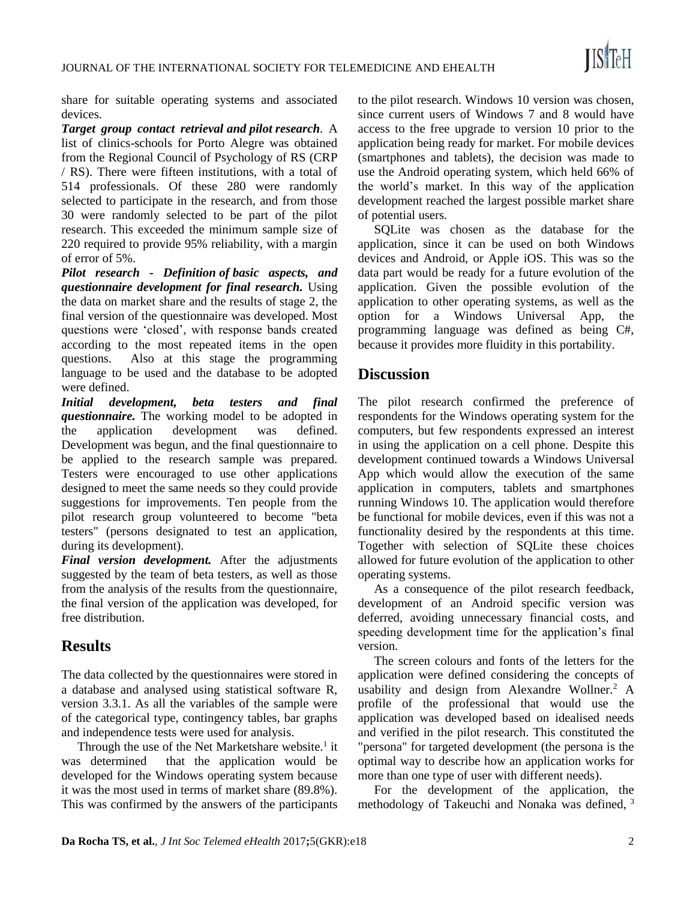share for suitable operating systems and associated devices.

***Target group contact retrieval and pilot research***. A list of clinics-schools for Porto Alegre was obtained from the Regional Council of Psychology of RS (CRP / RS). There were fifteen institutions, with a total of 514 professionals. Of these 280 were randomly selected to participate in the research, and from those 30 were randomly selected to be part of the pilot research. This exceeded the minimum sample size of 220 required to provide 95% reliability, with a margin of error of 5%.

***Pilot research - Definition of basic aspects, and questionnaire development for final research.*** Using the data on market share and the results of stage 2, the final version of the questionnaire was developed. Most questions were 'closed', with response bands created according to the most repeated items in the open questions. Also at this stage the programming language to be used and the database to be adopted were defined.

***Initial development, beta testers and final questionnaire.*** The working model to be adopted in the application development was defined. Development was begun, and the final questionnaire to be applied to the research sample was prepared. Testers were encouraged to use other applications designed to meet the same needs so they could provide suggestions for improvements. Ten people from the pilot research group volunteered to become "beta testers" (persons designated to test an application, during its development).

***Final version development.*** After the adjustments suggested by the team of beta testers, as well as those from the analysis of the results from the questionnaire, the final version of the application was developed, for free distribution.

## Results

The data collected by the questionnaires were stored in a database and analysed using statistical software R, version 3.3.1. As all the variables of the sample were of the categorical type, contingency tables, bar graphs and independence tests were used for analysis.

Through the use of the Net Marketshare website.[1] it was determined that the application would be developed for the Windows operating system because it was the most used in terms of market share (89.8%). This was confirmed by the answers of the participants to the pilot research. Windows 10 version was chosen, since current users of Windows 7 and 8 would have access to the free upgrade to version 10 prior to the application being ready for market. For mobile devices (smartphones and tablets), the decision was made to use the Android operating system, which held 66% of the world's market. In this way of the application development reached the largest possible market share of potential users.

SQLite was chosen as the database for the application, since it can be used on both Windows devices and Android, or Apple iOS. This was so the data part would be ready for a future evolution of the application. Given the possible evolution of the application to other operating systems, as well as the option for a Windows Universal App, the programming language was defined as being C#, because it provides more fluidity in this portability.

## Discussion

The pilot research confirmed the preference of respondents for the Windows operating system for the computers, but few respondents expressed an interest in using the application on a cell phone. Despite this development continued towards a Windows Universal App which would allow the execution of the same application in computers, tablets and smartphones running Windows 10. The application would therefore be functional for mobile devices, even if this was not a functionality desired by the respondents at this time. Together with selection of SQLite these choices allowed for future evolution of the application to other operating systems.

As a consequence of the pilot research feedback, development of an Android specific version was deferred, avoiding unnecessary financial costs, and speeding development time for the application's final version.

The screen colours and fonts of the letters for the application were defined considering the concepts of usability and design from Alexandre Wollner.[2] A profile of the professional that would use the application was developed based on idealised needs and verified in the pilot research. This constituted the "persona" for targeted development (the persona is the optimal way to describe how an application works for more than one type of user with different needs).

For the development of the application, the methodology of Takeuchi and Nonaka was defined, [3]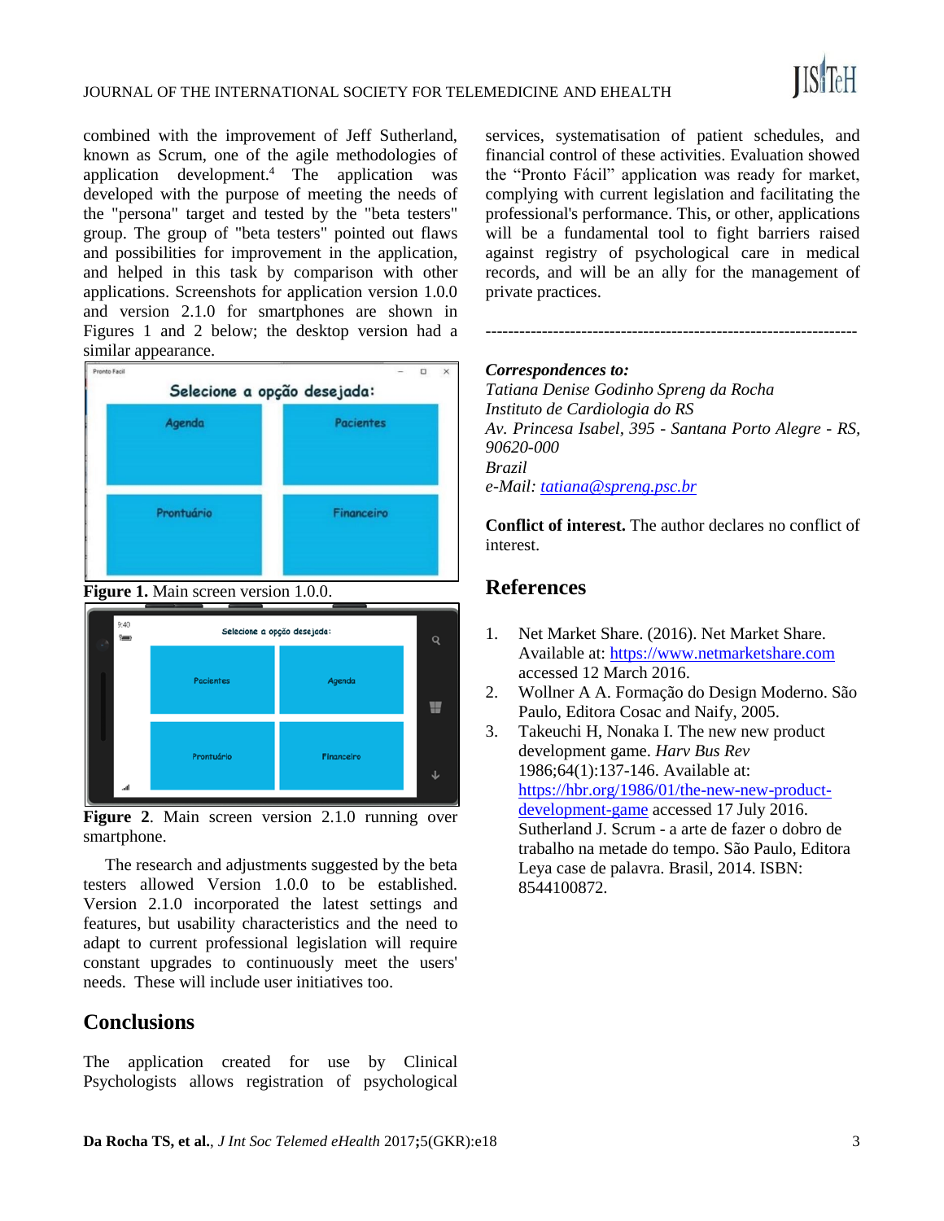combined with the improvement of Jeff Sutherland, known as Scrum, one of the agile methodologies of application development.[4] The application was developed with the purpose of meeting the needs of the "persona" target and tested by the "beta testers" group. The group of "beta testers" pointed out flaws and possibilities for improvement in the application, and helped in this task by comparison with other applications. Screenshots for application version 1.0.0 and version 2.1.0 for smartphones are shown in Figures 1 and 2 below; the desktop version had a similar appearance.

**Figure 1.** Main screen version 1.0.0.

**Figure 2**. Main screen version 2.1.0 running over smartphone.

The research and adjustments suggested by the beta testers allowed Version 1.0.0 to be established. Version 2.1.0 incorporated the latest settings and features, but usability characteristics and the need to adapt to current professional legislation will require constant upgrades to continuously meet the users' needs. These will include user initiatives too.

## Conclusions

The application created for use by Clinical Psychologists allows registration of psychological services, systematisation of patient schedules, and financial control of these activities. Evaluation showed the "Pronto Fácil" application was ready for market, complying with current legislation and facilitating the professional's performance. This, or other, applications will be a fundamental tool to fight barriers raised against registry of psychological care in medical records, and will be an ally for the management of private practices.

---

***Correspondences to:***
*Tatiana Denise Godinho Spreng da Rocha*
*Instituto de Cardiologia do RS*
*Av. Princesa Isabel, 395 - Santana Porto Alegre - RS, 90620-000*
*Brazil*
*e-Mail: tatiana@spreng.psc.br*

**Conflict of interest.** The author declares no conflict of interest.

## References

1. Net Market Share. (2016). Net Market Share. Available at: https://www.netmarketshare.com accessed 12 March 2016.
2. Wollner A A. Formação do Design Moderno. São Paulo, Editora Cosac and Naify, 2005.
3. Takeuchi H, Nonaka I. The new new product development game. *Harv Bus Rev* 1986;64(1):137-146. Available at: https://hbr.org/1986/01/the-new-new-product-development-game accessed 17 July 2016. Sutherland J. Scrum - a arte de fazer o dobro de trabalho na metade do tempo. São Paulo, Editora Leya case de palavra. Brasil, 2014. ISBN: 8544100872.